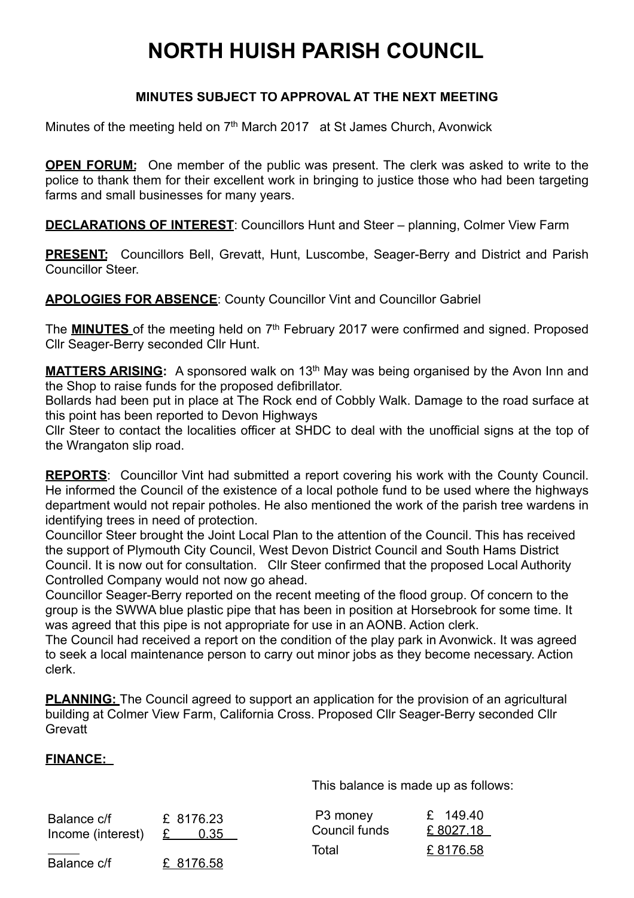# NORTH HUISH PARISH COUNCIL

### MINUTES SUBJECT TO APPROVAL AT THE NEXT MEETING

Minutes of the meeting held on 7th March 2017 at St James Church, Avonwick

**OPEN FORUM:** One member of the public was present. The clerk was asked to write to the police to thank them for their excellent work in bringing to justice those who had been targeting farms and small businesses for many years.

**DECLARATIONS OF INTEREST**: Councillors Hunt and Steer – planning, Colmer View Farm

**PRESENT:** Councillors Bell, Grevatt, Hunt, Luscombe, Seager-Berry and District and Parish Councillor Steer.

**APOLOGIES FOR ABSENCE**: County Councillor Vint and Councillor Gabriel

The **MINUTES** of the meeting held on 7th February 2017 were confirmed and signed. Proposed Cllr Seager-Berry seconded Cllr Hunt.

**MATTERS ARISING:** A sponsored walk on 13th May was being organised by the Avon Inn and the Shop to raise funds for the proposed defibrillator.

Bollards had been put in place at The Rock end of Cobbly Walk. Damage to the road surface at this point has been reported to Devon Highways

Cllr Steer to contact the localities officer at SHDC to deal with the unofficial signs at the top of the Wrangaton slip road.

**REPORTS**: Councillor Vint had submitted a report covering his work with the County Council. He informed the Council of the existence of a local pothole fund to be used where the highways department would not repair potholes. He also mentioned the work of the parish tree wardens in identifying trees in need of protection.

Councillor Steer brought the Joint Local Plan to the attention of the Council. This has received the support of Plymouth City Council, West Devon District Council and South Hams District Council. It is now out for consultation. Cllr Steer confirmed that the proposed Local Authority Controlled Company would not now go ahead.

Councillor Seager-Berry reported on the recent meeting of the flood group. Of concern to the group is the SWWA blue plastic pipe that has been in position at Horsebrook for some time. It was agreed that this pipe is not appropriate for use in an AONB. Action clerk.

The Council had received a report on the condition of the play park in Avonwick. It was agreed to seek a local maintenance person to carry out minor jobs as they become necessary. Action clerk.

**PLANNING:** The Council agreed to support an application for the provision of an agricultural building at Colmer View Farm, California Cross. Proposed Cllr Seager-Berry seconded Cllr Grevatt

**FINANCE:**

| | |
|---|---|
| Balance c/f | £ 8176.23 |
| Income (interest) | £ 0.35 |
| Balance c/f | £ 8176.58 |

This balance is made up as follows:

| | |
|---|---|
| P3 money | £ 149.40 |
| Council funds | £ 8027.18 |
| Total | £ 8176.58 |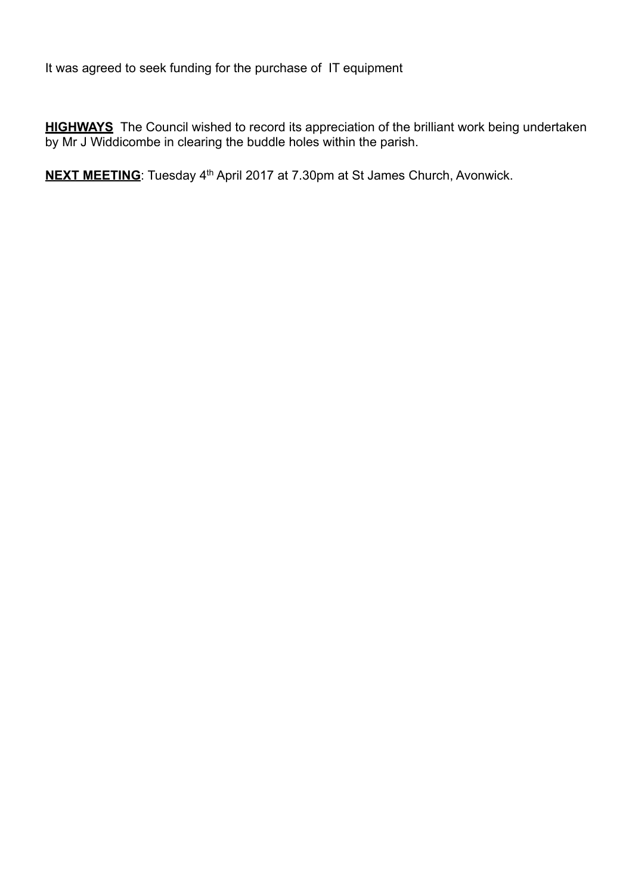It was agreed to seek funding for the purchase of IT equipment

**HIGHWAYS** The Council wished to record its appreciation of the brilliant work being undertaken by Mr J Widdicombe in clearing the buddle holes within the parish.

**NEXT MEETING**: Tuesday 4th April 2017 at 7.30pm at St James Church, Avonwick.